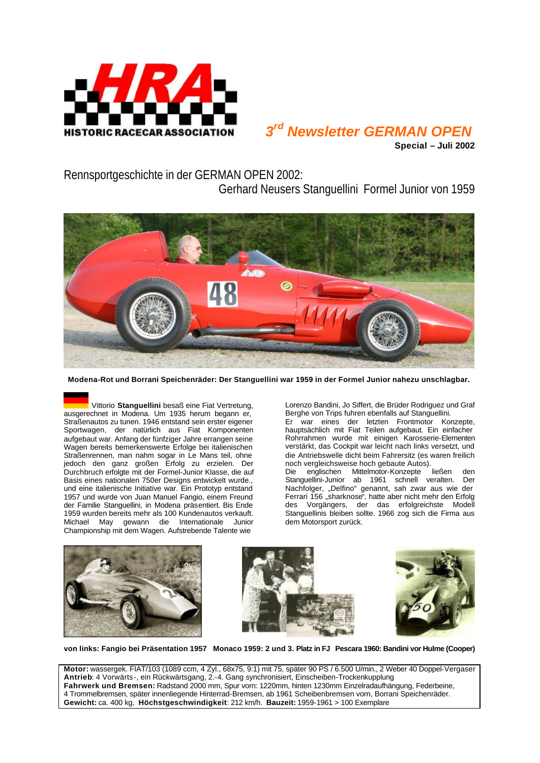# 3rd Newsletter GERMAN OPEN

**Special – Juli 2002**

## Rennsportgeschichte in der GERMAN OPEN 2002: Gerhard Neusers Stanguellini Formel Junior von 1959

**Modena-Rot und Borrani Speichenräder: Der Stanguellini war 1959 in der Formel Junior nahezu unschlagbar.**

Vittorio **Stanguellini** besaß eine Fiat Vertretung, ausgerechnet in Modena. Um 1935 herum begann er, Straßenautos zu tunen. 1946 entstand sein erster eigener Sportwagen, der natürlich aus Fiat Komponenten aufgebaut war. Anfang der fünfziger Jahre errangen seine Wagen bereits bemerkenswerte Erfolge bei italienischen Straßenrennen, man nahm sogar in Le Mans teil, ohne jedoch den ganz großen Erfolg zu erzielen. Der Durchbruch erfolgte mit der Formel-Junior Klasse, die auf Basis eines nationalen 750er Designs entwickelt wurde., und eine italienische Initiative war. Ein Prototyp entstand 1957 und wurde von Juan Manuel Fangio, einem Freund der Familie Stanguellini, in Modena präsentiert. Bis Ende 1959 wurden bereits mehr als 100 Kundenautos verkauft. Michael May gewann die Internationale Junior Championship mit dem Wagen. Aufstrebende Talente wie Lorenzo Bandini, Jo Siffert, die Brüder Rodriguez und Graf Berghe von Trips fuhren ebenfalls auf Stanguellini.

Er war eines der letzten Frontmotor Konzepte, hauptsächlich mit Fiat Teilen aufgebaut. Ein einfacher Rohrrahmen wurde mit einigen Karosserie-Elementen verstärkt, das Cockpit war leicht nach links versetzt, und die Antriebswelle dicht beim Fahrersitz (es waren freilich noch vergleichsweise hoch gebaute Autos).

Die englischen Mittelmotor-Konzepte ließen den Stanguellini-Junior ab 1961 schnell veralten. Der Nachfolger, „Delfino" genannt, sah zwar aus wie der Ferrari 156 „sharknose", hatte aber nicht mehr den Erfolg des Vorgängers, der das erfolgreichste Modell Stanguellinis bleiben sollte. 1966 zog sich die Firma aus dem Motorsport zurück.

**von links: Fangio bei Präsentation 1957 Monaco 1959: 2 und 3. Platz in FJ Pescara 1960: Bandini vor Hulme (Cooper)**

**Motor:** wassergek. FIAT/103 (1089 ccm, 4 Zyl., 68x75, 9:1) mit 75, später 90 PS / 6.500 U/min., 2 Weber 40 Doppel-Vergaser
**Antrieb**: 4 Vorwärts-, ein Rückwärtsgang, 2.-4. Gang synchronisiert, Einscheiben-Trockenkupplung
**Fahrwerk und Bremsen:** Radstand 2000 mm, Spur vorn: 1220mm, hinten 1230mm Einzelradaufhängung, Federbeine, 4 Trommelbremsen, später innenliegende Hinterrad-Bremsen, ab 1961 Scheibenbremsen vorn, Borrani Speichenräder.
**Gewicht:** ca. 400 kg, **Höchstgeschwindigkeit**: 212 km/h. **Bauzeit:** 1959-1961 > 100 Exemplare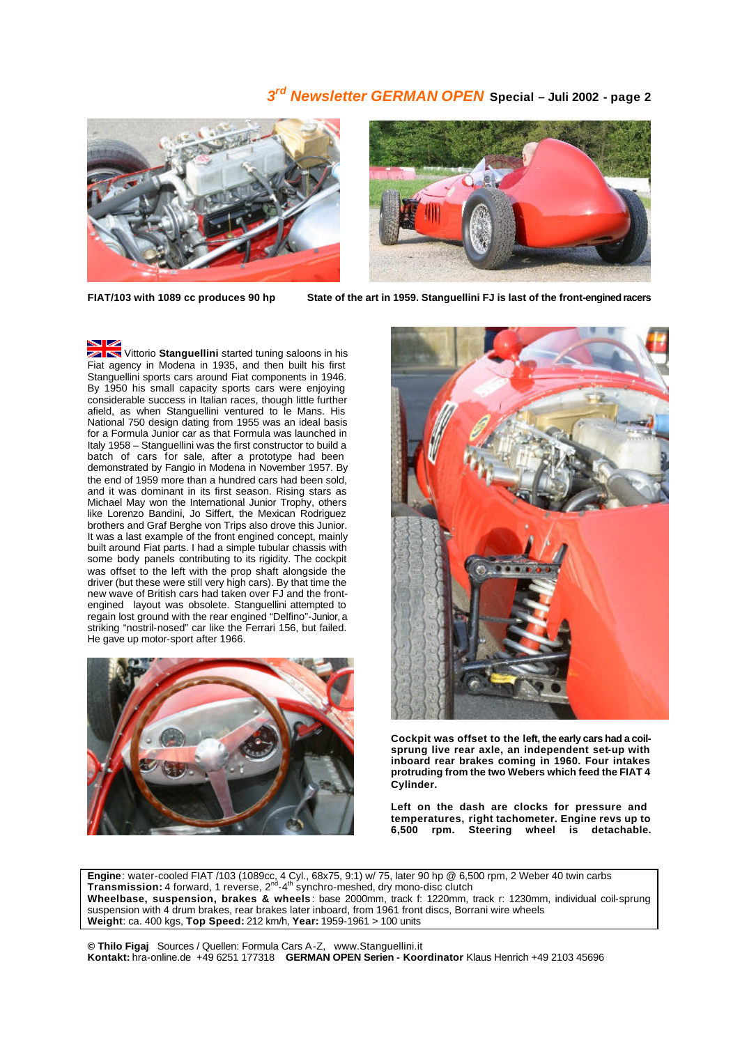FIAT/103 with 1089 cc produces 90 hp

State of the art in 1959. Stanguellini FJ is last of the front-engined racers

Vittorio **Stanguellini** started tuning saloons in his Fiat agency in Modena in 1935, and then built his first Stanguellini sports cars around Fiat components in 1946. By 1950 his small capacity sports cars were enjoying considerable success in Italian races, though little further afield, as when Stanguellini ventured to le Mans. His National 750 design dating from 1955 was an ideal basis for a Formula Junior car as that Formula was launched in Italy 1958 – Stanguellini was the first constructor to build a batch of cars for sale, after a prototype had been demonstrated by Fangio in Modena in November 1957. By the end of 1959 more than a hundred cars had been sold, and it was dominant in its first season. Rising stars as Michael May won the International Junior Trophy, others like Lorenzo Bandini, Jo Siffert, the Mexican Rodriguez brothers and Graf Berghe von Trips also drove this Junior. It was a last example of the front engined concept, mainly built around Fiat parts. I had a simple tubular chassis with some body panels contributing to its rigidity. The cockpit was offset to the left with the prop shaft alongside the driver (but these were still very high cars). By that time the new wave of British cars had taken over FJ and the front-engined layout was obsolete. Stanguellini attempted to regain lost ground with the rear engined "Delfino"-Junior, a striking "nostril-nosed" car like the Ferrari 156, but failed. He gave up motor-sport after 1966.

**Cockpit was offset to the left, the early cars had a coil-sprung live rear axle, an independent set-up with inboard rear brakes coming in 1960. Four intakes protruding from the two Webers which feed the FIAT 4 Cylinder.**

**Left on the dash are clocks for pressure and temperatures, right tachometer. Engine revs up to 6,500 rpm. Steering wheel is detachable.**

**Engine**: water-cooled FIAT /103 (1089cc, 4 Cyl., 68x75, 9:1) w/ 75, later 90 hp @ 6,500 rpm, 2 Weber 40 twin carbs
**Transmission:** 4 forward, 1 reverse, 2nd-4th synchro-meshed, dry mono-disc clutch
**Wheelbase, suspension, brakes & wheels**: base 2000mm, track f: 1220mm, track r: 1230mm, individual coil-sprung suspension with 4 drum brakes, rear brakes later inboard, from 1961 front discs, Borrani wire wheels
**Weight**: ca. 400 kgs, **Top Speed:** 212 km/h, **Year:** 1959-1961 > 100 units

**© Thilo Figaj** Sources / Quellen: Formula Cars A-Z, www.Stanguellini.it
**Kontakt:** hra-online.de +49 6251 177318 **GERMAN OPEN Serien - Koordinator** Klaus Henrich +49 2103 45696